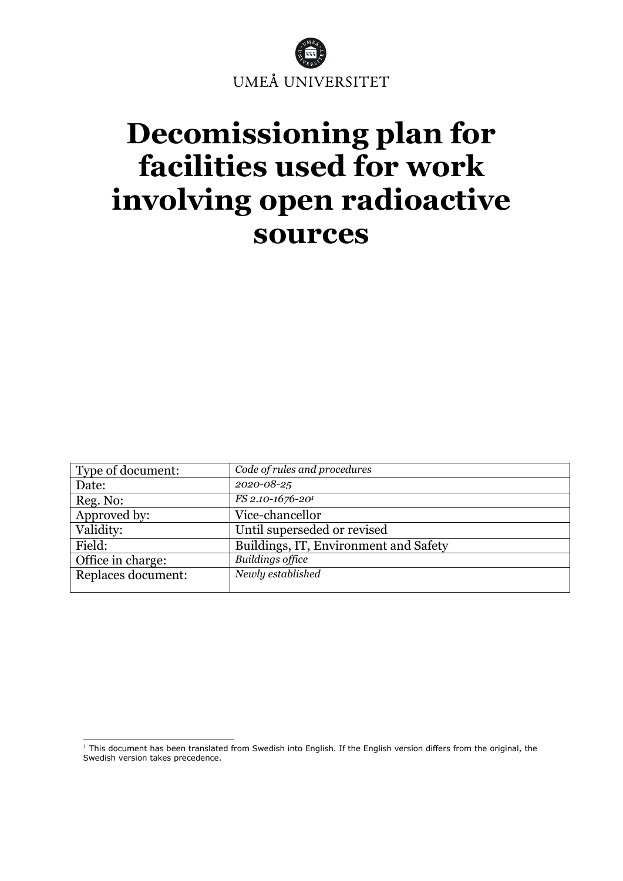UMEÅ UNIVERSITET

# Decomissioning plan for facilities used for work involving open radioactive sources

| Type of document: | *Code of rules and procedures* |
|---|---|
| Date: | *2020-08-25* |
| Reg. No: | *FS 2.10-1676-20*[1] |
| Approved by: | Vice-chancellor |
| Validity: | Until superseded or revised |
| Field: | Buildings, IT, Environment and Safety |
| Office in charge: | *Buildings office* |
| Replaces document: | *Newly established* |

[1] This document has been translated from Swedish into English. If the English version differs from the original, the Swedish version takes precedence.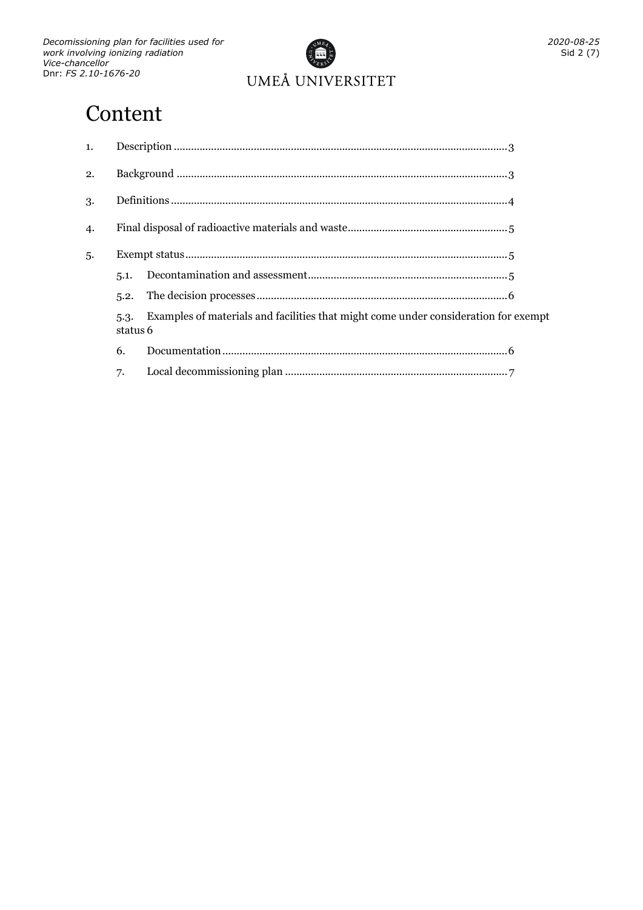# Content

1. Description ....................................................................................................3
2. Background ...................................................................................................3
3. Definitions .....................................................................................................4
4. Final disposal of radioactive materials and waste........................................................5
5. Exempt status ................................................................................................5
   - 5.1. Decontamination and assessment......................................................................5
   - 5.2. The decision processes.......................................................................................6
   - 5.3. Examples of materials and facilities that might come under consideration for exempt status 6
   - 6. Documentation...................................................................................................6
   - 7. Local decommissioning plan .............................................................................7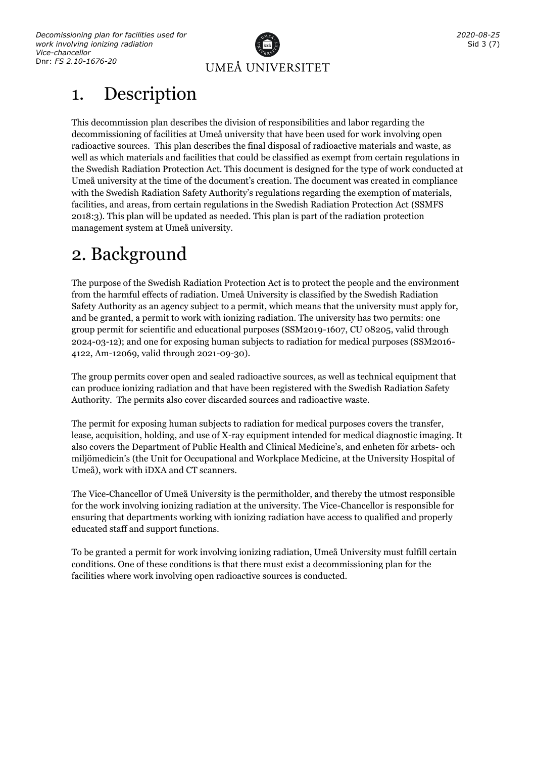# 1. Description

This decommission plan describes the division of responsibilities and labor regarding the decommissioning of facilities at Umeå university that have been used for work involving open radioactive sources. This plan describes the final disposal of radioactive materials and waste, as well as which materials and facilities that could be classified as exempt from certain regulations in the Swedish Radiation Protection Act. This document is designed for the type of work conducted at Umeå university at the time of the document's creation. The document was created in compliance with the Swedish Radiation Safety Authority's regulations regarding the exemption of materials, facilities, and areas, from certain regulations in the Swedish Radiation Protection Act (SSMFS 2018:3). This plan will be updated as needed. This plan is part of the radiation protection management system at Umeå university.

# 2. Background

The purpose of the Swedish Radiation Protection Act is to protect the people and the environment from the harmful effects of radiation. Umeå University is classified by the Swedish Radiation Safety Authority as an agency subject to a permit, which means that the university must apply for, and be granted, a permit to work with ionizing radiation. The university has two permits: one group permit for scientific and educational purposes (SSM2019-1607, CU 08205, valid through 2024-03-12); and one for exposing human subjects to radiation for medical purposes (SSM2016-4122, Am-12069, valid through 2021-09-30).

The group permits cover open and sealed radioactive sources, as well as technical equipment that can produce ionizing radiation and that have been registered with the Swedish Radiation Safety Authority. The permits also cover discarded sources and radioactive waste.

The permit for exposing human subjects to radiation for medical purposes covers the transfer, lease, acquisition, holding, and use of X-ray equipment intended for medical diagnostic imaging. It also covers the Department of Public Health and Clinical Medicine's, and enheten för arbets- och miljömedicin's (the Unit for Occupational and Workplace Medicine, at the University Hospital of Umeå), work with iDXA and CT scanners.

The Vice-Chancellor of Umeå University is the permitholder, and thereby the utmost responsible for the work involving ionizing radiation at the university. The Vice-Chancellor is responsible for ensuring that departments working with ionizing radiation have access to qualified and properly educated staff and support functions.

To be granted a permit for work involving ionizing radiation, Umeå University must fulfill certain conditions. One of these conditions is that there must exist a decommissioning plan for the facilities where work involving open radioactive sources is conducted.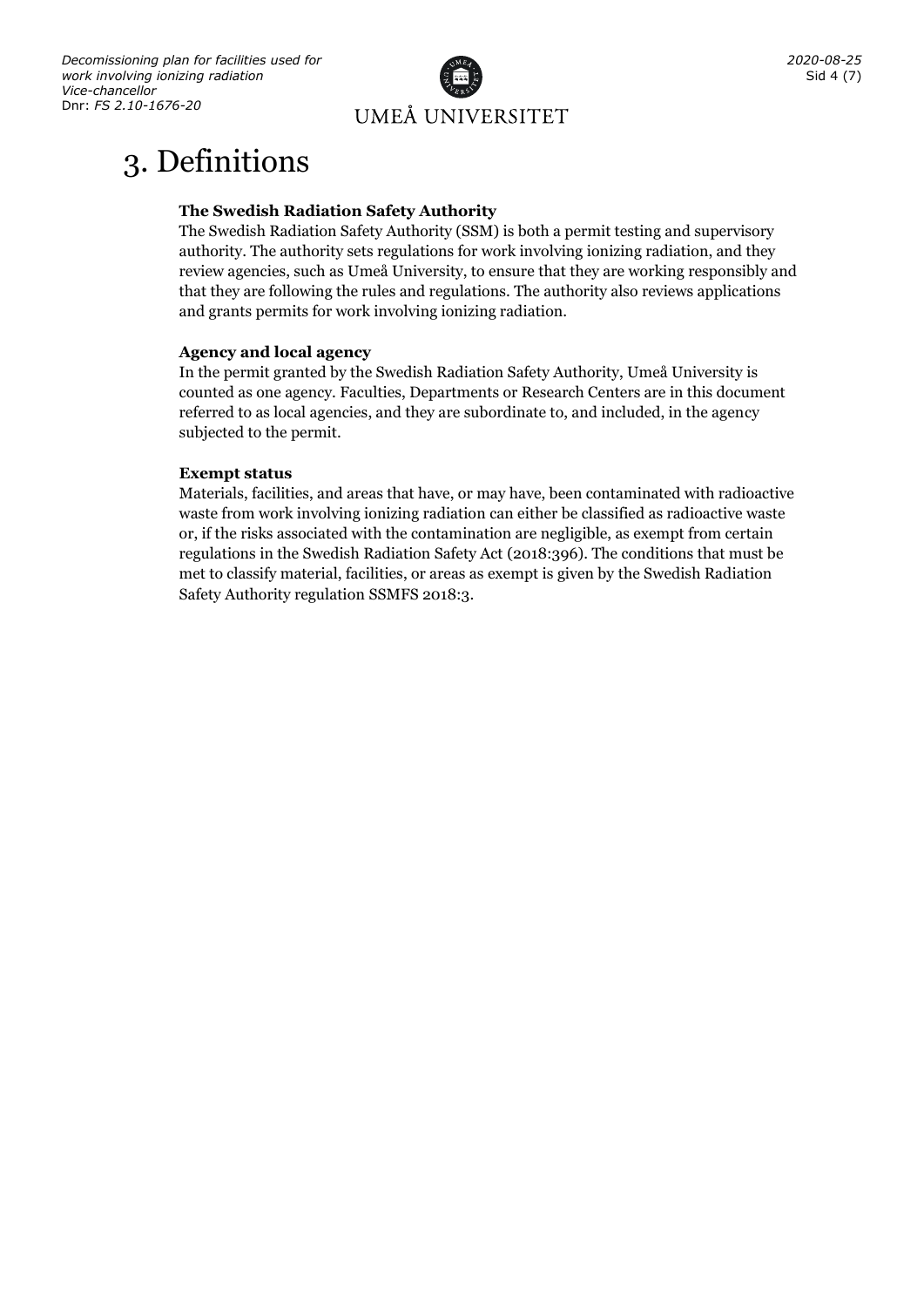# 3. Definitions

**The Swedish Radiation Safety Authority**

The Swedish Radiation Safety Authority (SSM) is both a permit testing and supervisory authority. The authority sets regulations for work involving ionizing radiation, and they review agencies, such as Umeå University, to ensure that they are working responsibly and that they are following the rules and regulations. The authority also reviews applications and grants permits for work involving ionizing radiation.

**Agency and local agency**

In the permit granted by the Swedish Radiation Safety Authority, Umeå University is counted as one agency. Faculties, Departments or Research Centers are in this document referred to as local agencies, and they are subordinate to, and included, in the agency subjected to the permit.

**Exempt status**

Materials, facilities, and areas that have, or may have, been contaminated with radioactive waste from work involving ionizing radiation can either be classified as radioactive waste or, if the risks associated with the contamination are negligible, as exempt from certain regulations in the Swedish Radiation Safety Act (2018:396). The conditions that must be met to classify material, facilities, or areas as exempt is given by the Swedish Radiation Safety Authority regulation SSMFS 2018:3.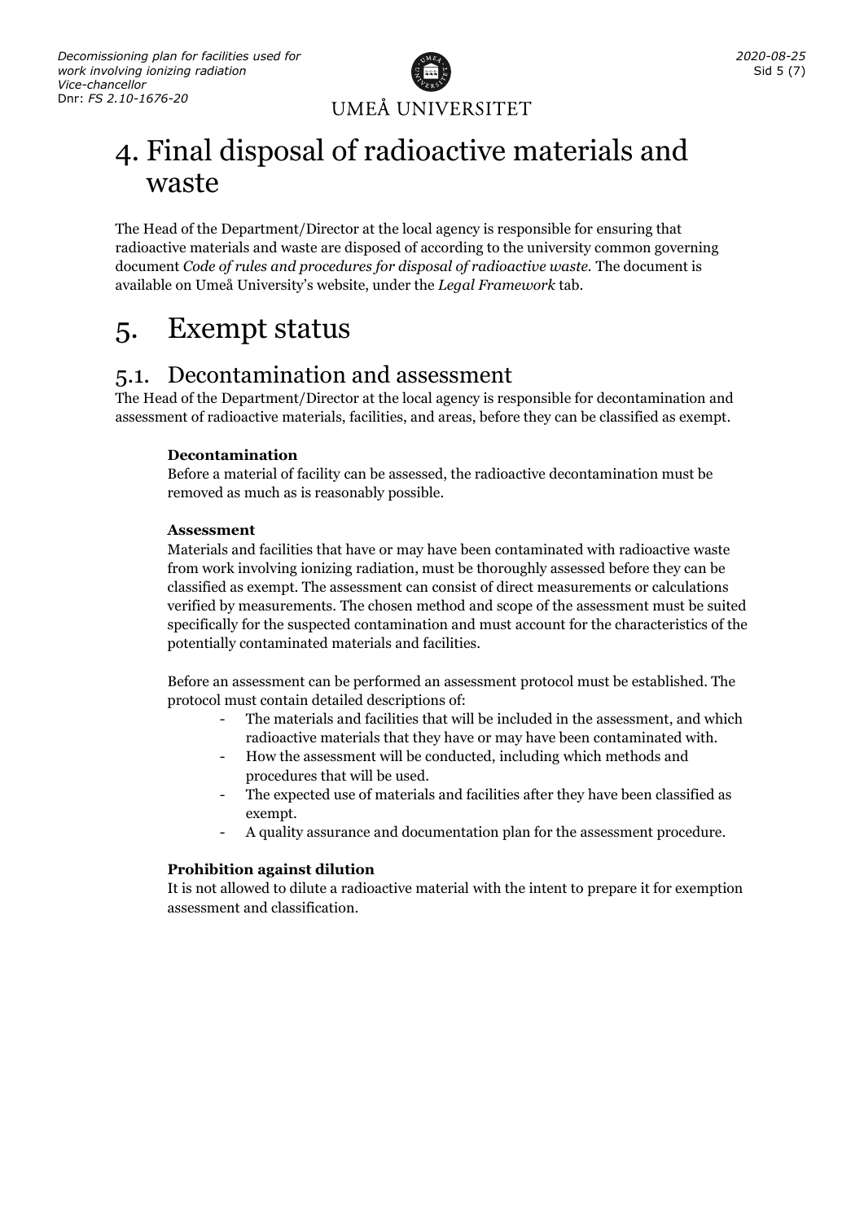# 4. Final disposal of radioactive materials and waste

The Head of the Department/Director at the local agency is responsible for ensuring that radioactive materials and waste are disposed of according to the university common governing document *Code of rules and procedures for disposal of radioactive waste.* The document is available on Umeå University's website, under the *Legal Framework* tab.

# 5. Exempt status

## 5.1. Decontamination and assessment

The Head of the Department/Director at the local agency is responsible for decontamination and assessment of radioactive materials, facilities, and areas, before they can be classified as exempt.

**Decontamination**

Before a material of facility can be assessed, the radioactive decontamination must be removed as much as is reasonably possible.

**Assessment**

Materials and facilities that have or may have been contaminated with radioactive waste from work involving ionizing radiation, must be thoroughly assessed before they can be classified as exempt. The assessment can consist of direct measurements or calculations verified by measurements. The chosen method and scope of the assessment must be suited specifically for the suspected contamination and must account for the characteristics of the potentially contaminated materials and facilities.

Before an assessment can be performed an assessment protocol must be established. The protocol must contain detailed descriptions of:

- The materials and facilities that will be included in the assessment, and which radioactive materials that they have or may have been contaminated with.
- How the assessment will be conducted, including which methods and procedures that will be used.
- The expected use of materials and facilities after they have been classified as exempt.
- A quality assurance and documentation plan for the assessment procedure.

**Prohibition against dilution**

It is not allowed to dilute a radioactive material with the intent to prepare it for exemption assessment and classification.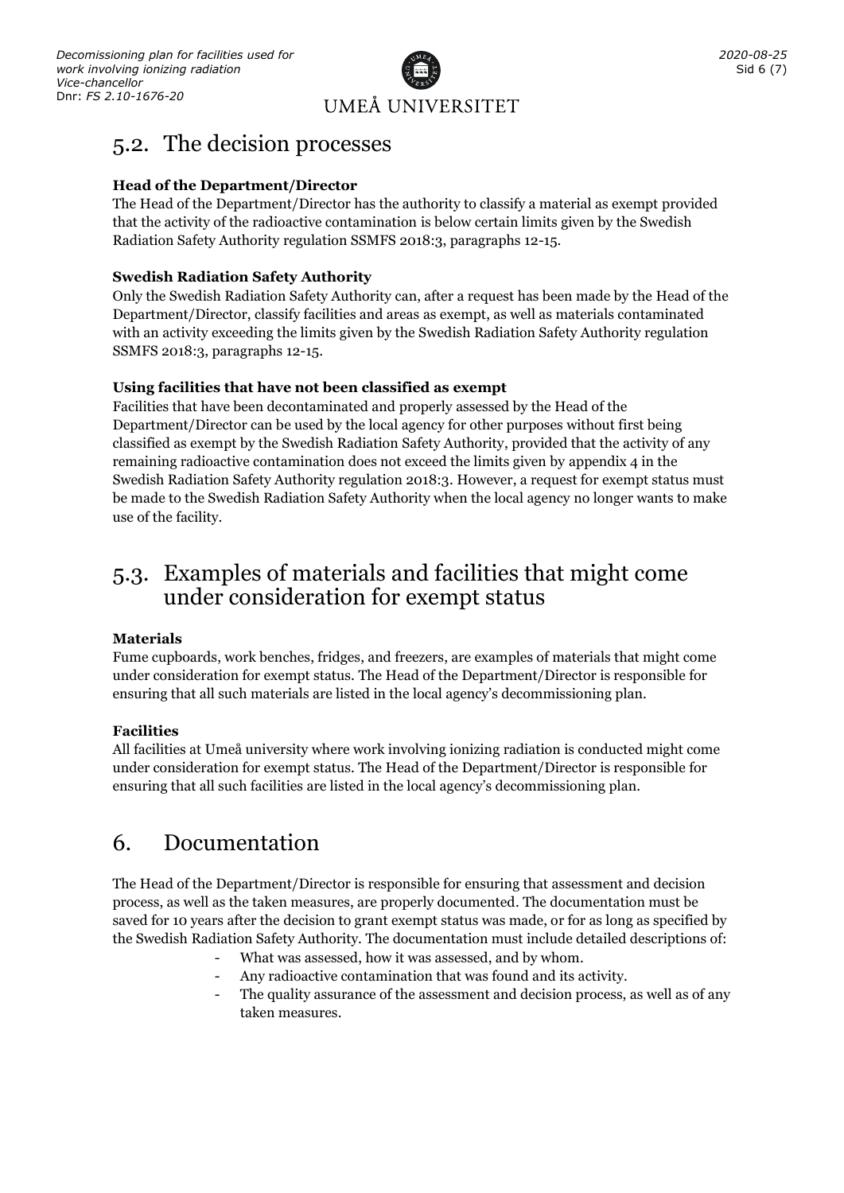## 5.2. The decision processes

**Head of the Department/Director**

The Head of the Department/Director has the authority to classify a material as exempt provided that the activity of the radioactive contamination is below certain limits given by the Swedish Radiation Safety Authority regulation SSMFS 2018:3, paragraphs 12-15.

**Swedish Radiation Safety Authority**

Only the Swedish Radiation Safety Authority can, after a request has been made by the Head of the Department/Director, classify facilities and areas as exempt, as well as materials contaminated with an activity exceeding the limits given by the Swedish Radiation Safety Authority regulation SSMFS 2018:3, paragraphs 12-15.

**Using facilities that have not been classified as exempt**

Facilities that have been decontaminated and properly assessed by the Head of the Department/Director can be used by the local agency for other purposes without first being classified as exempt by the Swedish Radiation Safety Authority, provided that the activity of any remaining radioactive contamination does not exceed the limits given by appendix 4 in the Swedish Radiation Safety Authority regulation 2018:3. However, a request for exempt status must be made to the Swedish Radiation Safety Authority when the local agency no longer wants to make use of the facility.

## 5.3. Examples of materials and facilities that might come under consideration for exempt status

**Materials**

Fume cupboards, work benches, fridges, and freezers, are examples of materials that might come under consideration for exempt status. The Head of the Department/Director is responsible for ensuring that all such materials are listed in the local agency's decommissioning plan.

**Facilities**

All facilities at Umeå university where work involving ionizing radiation is conducted might come under consideration for exempt status. The Head of the Department/Director is responsible for ensuring that all such facilities are listed in the local agency's decommissioning plan.

# 6. Documentation

The Head of the Department/Director is responsible for ensuring that assessment and decision process, as well as the taken measures, are properly documented. The documentation must be saved for 10 years after the decision to grant exempt status was made, or for as long as specified by the Swedish Radiation Safety Authority. The documentation must include detailed descriptions of:

- What was assessed, how it was assessed, and by whom.
- Any radioactive contamination that was found and its activity.
- The quality assurance of the assessment and decision process, as well as of any taken measures.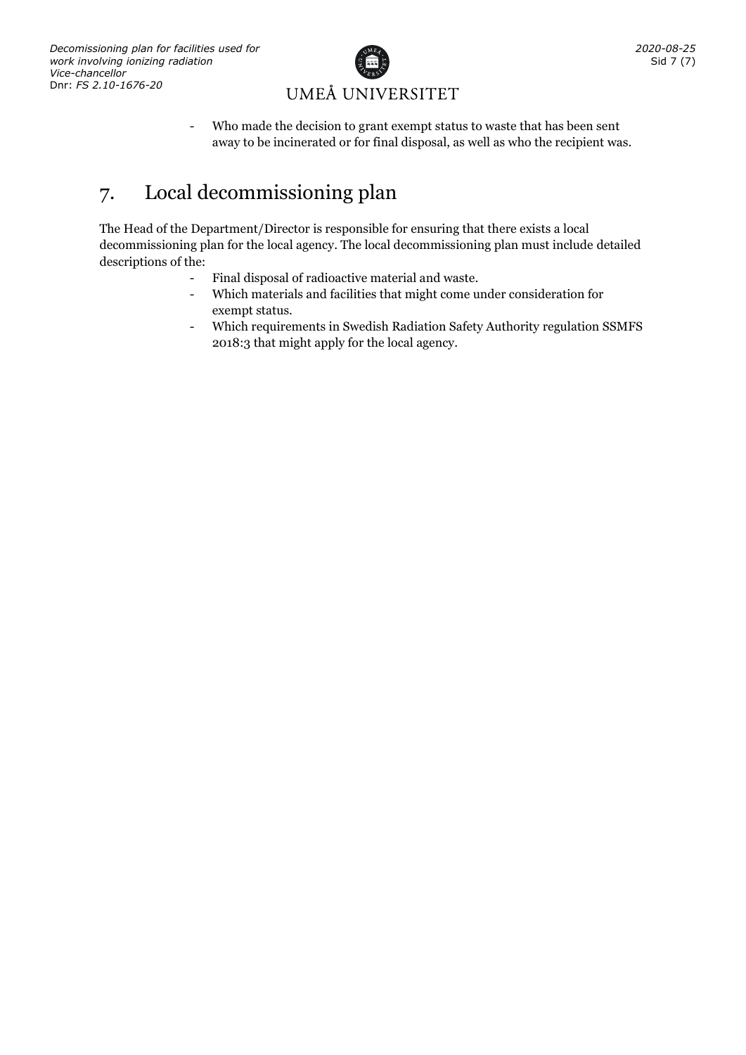- Who made the decision to grant exempt status to waste that has been sent away to be incinerated or for final disposal, as well as who the recipient was.

## 7. Local decommissioning plan

The Head of the Department/Director is responsible for ensuring that there exists a local decommissioning plan for the local agency. The local decommissioning plan must include detailed descriptions of the:

- Final disposal of radioactive material and waste.
- Which materials and facilities that might come under consideration for exempt status.
- Which requirements in Swedish Radiation Safety Authority regulation SSMFS 2018:3 that might apply for the local agency.